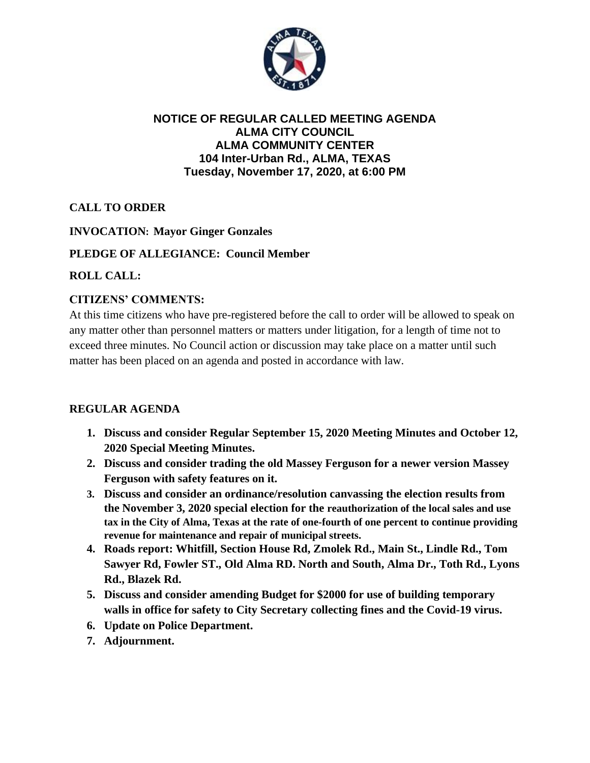# NOTICE OF REGULAR CALLED MEETING AGENDA
# ALMA CITY COUNCIL
# ALMA COMMUNITY CENTER
# 104 Inter-Urban Rd., ALMA, TEXAS
# Tuesday, November 17, 2020, at 6:00 PM

**CALL TO ORDER**

**INVOCATION: Mayor Ginger Gonzales**

**PLEDGE OF ALLEGIANCE: Council Member**

**ROLL CALL:**

**CITIZENS' COMMENTS:**

At this time citizens who have pre-registered before the call to order will be allowed to speak on any matter other than personnel matters or matters under litigation, for a length of time not to exceed three minutes. No Council action or discussion may take place on a matter until such matter has been placed on an agenda and posted in accordance with law.

**REGULAR AGENDA**

1. **Discuss and consider Regular September 15, 2020 Meeting Minutes and October 12, 2020 Special Meeting Minutes.**
2. **Discuss and consider trading the old Massey Ferguson for a newer version Massey Ferguson with safety features on it.**
3. **Discuss and consider an ordinance/resolution canvassing the election results from the November 3, 2020 special election for the reauthorization of the local sales and use tax in the City of Alma, Texas at the rate of one-fourth of one percent to continue providing revenue for maintenance and repair of municipal streets.**
4. **Roads report: Whitfill, Section House Rd, Zmolek Rd., Main St., Lindle Rd., Tom Sawyer Rd, Fowler ST., Old Alma RD. North and South, Alma Dr., Toth Rd., Lyons Rd., Blazek Rd.**
5. **Discuss and consider amending Budget for $2000 for use of building temporary walls in office for safety to City Secretary collecting fines and the Covid-19 virus.**
6. **Update on Police Department.**
7. **Adjournment.**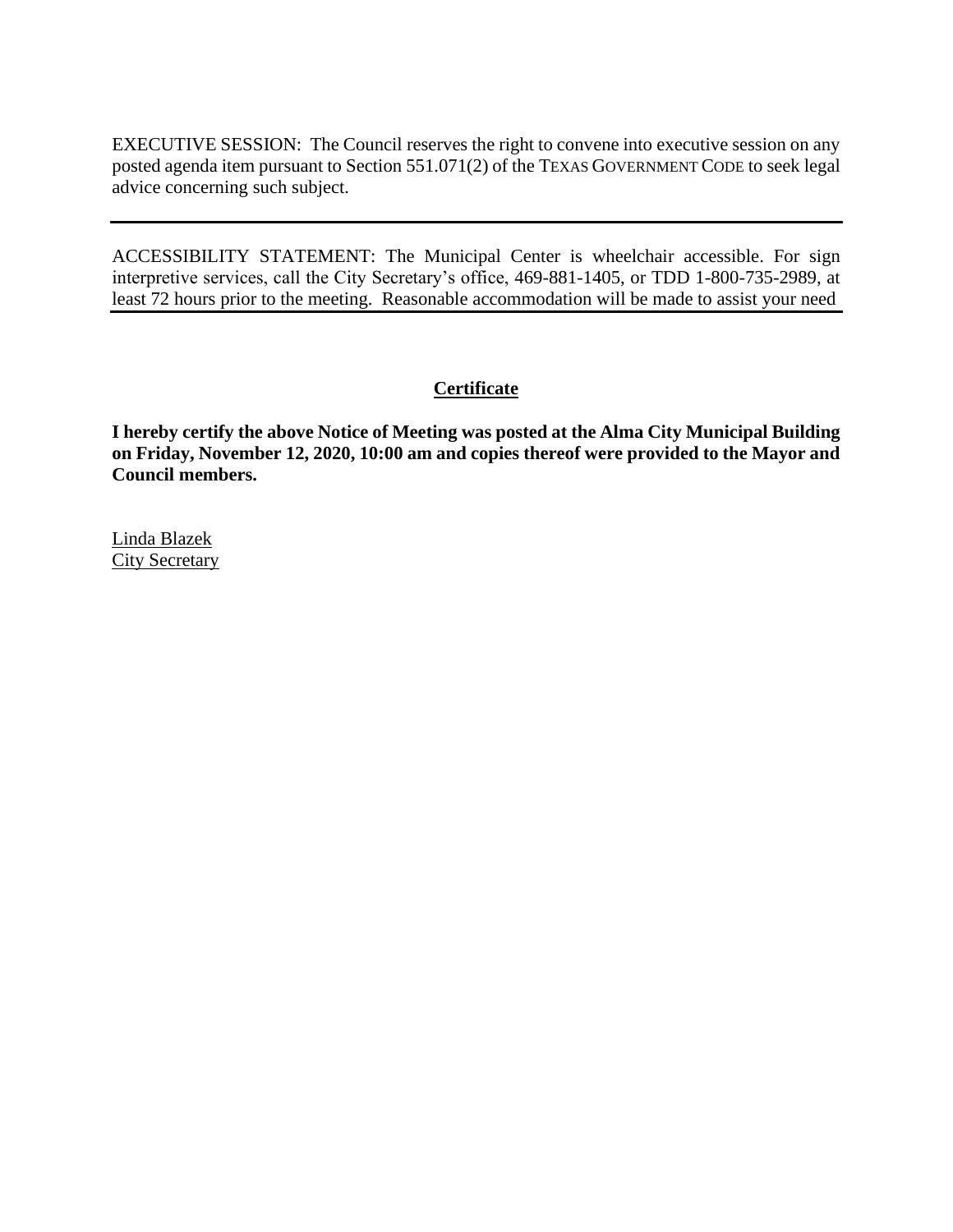EXECUTIVE SESSION: The Council reserves the right to convene into executive session on any posted agenda item pursuant to Section 551.071(2) of the TEXAS GOVERNMENT CODE to seek legal advice concerning such subject.

---

ACCESSIBILITY STATEMENT: The Municipal Center is wheelchair accessible. For sign interpretive services, call the City Secretary's office, 469-881-1405, or TDD 1-800-735-2989, at least 72 hours prior to the meeting. Reasonable accommodation will be made to assist your need

---

## Certificate

**I hereby certify the above Notice of Meeting was posted at the Alma City Municipal Building on Friday, November 12, 2020, 10:00 am and copies thereof were provided to the Mayor and Council members.**

Linda Blazek
City Secretary